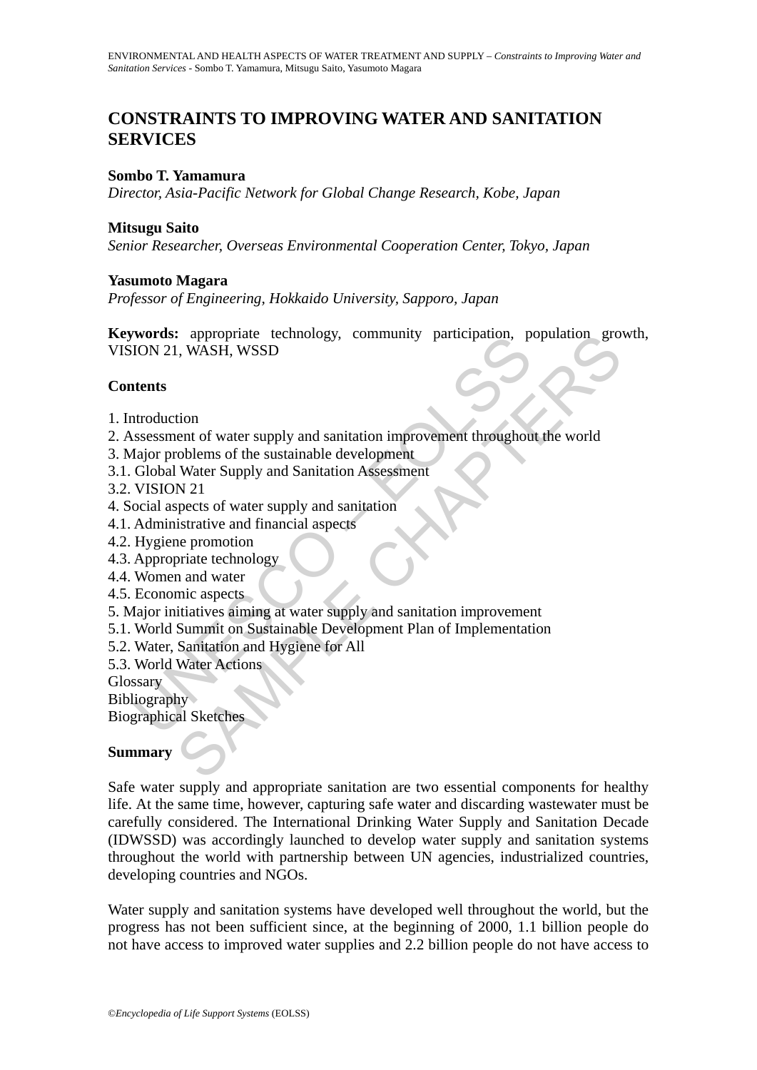# CONSTRAINTS TO IMPROVING WATER AND SANITATION SERVICES

**Sombo T. Yamamura**

*Director, Asia-Pacific Network for Global Change Research, Kobe, Japan*

**Mitsugu Saito**

*Senior Researcher, Overseas Environmental Cooperation Center, Tokyo, Japan*

**Yasumoto Magara**

*Professor of Engineering, Hokkaido University, Sapporo, Japan*

**Keywords:** appropriate technology, community participation, population growth, VISION 21, WASH, WSSD

**Contents**

1. Introduction
2. Assessment of water supply and sanitation improvement throughout the world
3. Major problems of the sustainable development
3.1. Global Water Supply and Sanitation Assessment
3.2. VISION 21
4. Social aspects of water supply and sanitation
4.1. Administrative and financial aspects
4.2. Hygiene promotion
4.3. Appropriate technology
4.4. Women and water
4.5. Economic aspects
5. Major initiatives aiming at water supply and sanitation improvement
5.1. World Summit on Sustainable Development Plan of Implementation
5.2. Water, Sanitation and Hygiene for All
5.3. World Water Actions

Glossary
Bibliography
Biographical Sketches

**Summary**

Safe water supply and appropriate sanitation are two essential components for healthy life. At the same time, however, capturing safe water and discarding wastewater must be carefully considered. The International Drinking Water Supply and Sanitation Decade (IDWSSD) was accordingly launched to develop water supply and sanitation systems throughout the world with partnership between UN agencies, industrialized countries, developing countries and NGOs.

Water supply and sanitation systems have developed well throughout the world, but the progress has not been sufficient since, at the beginning of 2000, 1.1 billion people do not have access to improved water supplies and 2.2 billion people do not have access to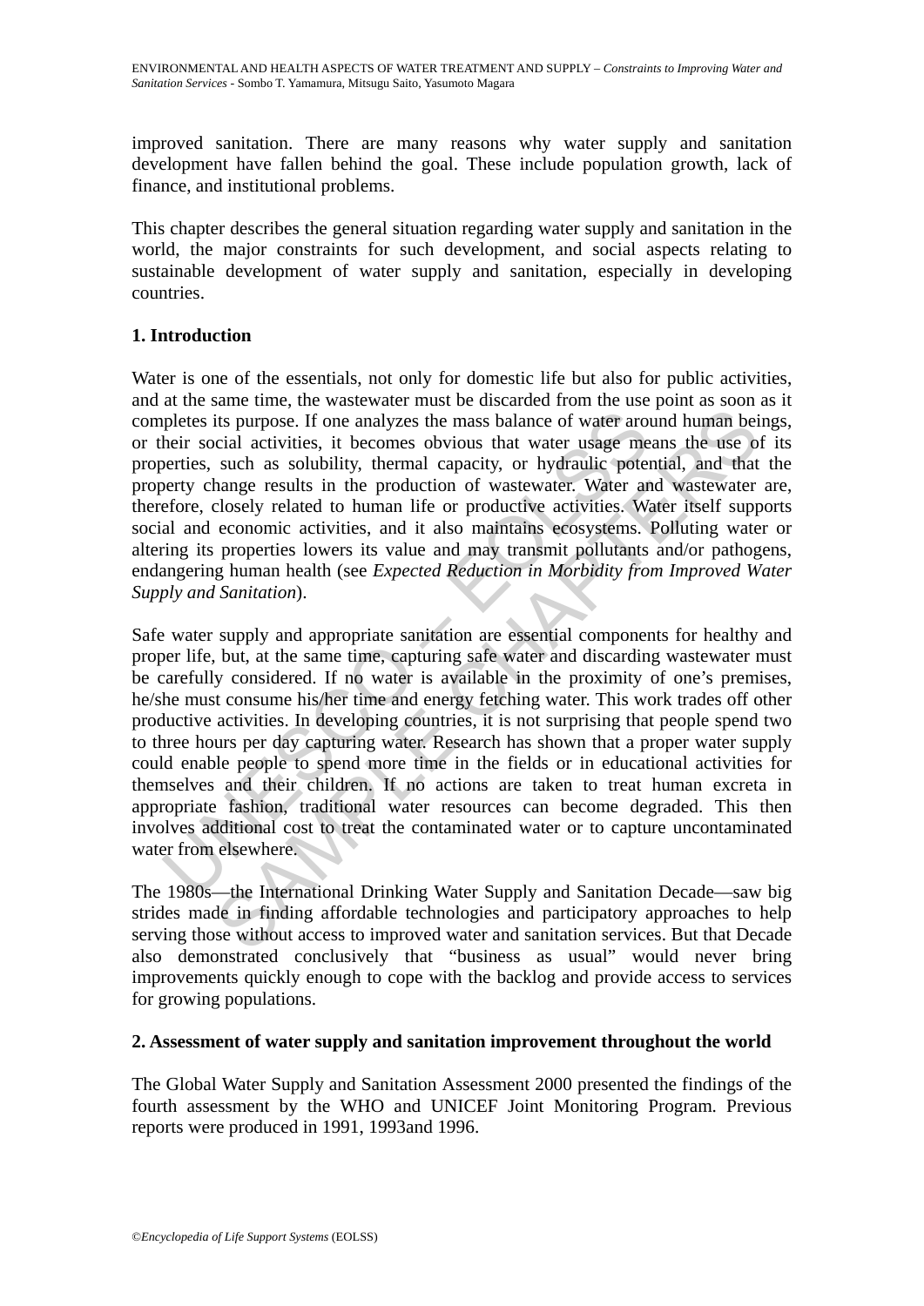improved sanitation. There are many reasons why water supply and sanitation development have fallen behind the goal. These include population growth, lack of finance, and institutional problems.

This chapter describes the general situation regarding water supply and sanitation in the world, the major constraints for such development, and social aspects relating to sustainable development of water supply and sanitation, especially in developing countries.

## 1. Introduction

Water is one of the essentials, not only for domestic life but also for public activities, and at the same time, the wastewater must be discarded from the use point as soon as it completes its purpose. If one analyzes the mass balance of water around human beings, or their social activities, it becomes obvious that water usage means the use of its properties, such as solubility, thermal capacity, or hydraulic potential, and that the property change results in the production of wastewater. Water and wastewater are, therefore, closely related to human life or productive activities. Water itself supports social and economic activities, and it also maintains ecosystems. Polluting water or altering its properties lowers its value and may transmit pollutants and/or pathogens, endangering human health (see *Expected Reduction in Morbidity from Improved Water Supply and Sanitation*).

Safe water supply and appropriate sanitation are essential components for healthy and proper life, but, at the same time, capturing safe water and discarding wastewater must be carefully considered. If no water is available in the proximity of one's premises, he/she must consume his/her time and energy fetching water. This work trades off other productive activities. In developing countries, it is not surprising that people spend two to three hours per day capturing water. Research has shown that a proper water supply could enable people to spend more time in the fields or in educational activities for themselves and their children. If no actions are taken to treat human excreta in appropriate fashion, traditional water resources can become degraded. This then involves additional cost to treat the contaminated water or to capture uncontaminated water from elsewhere.

The 1980s—the International Drinking Water Supply and Sanitation Decade—saw big strides made in finding affordable technologies and participatory approaches to help serving those without access to improved water and sanitation services. But that Decade also demonstrated conclusively that "business as usual" would never bring improvements quickly enough to cope with the backlog and provide access to services for growing populations.

## 2. Assessment of water supply and sanitation improvement throughout the world

The Global Water Supply and Sanitation Assessment 2000 presented the findings of the fourth assessment by the WHO and UNICEF Joint Monitoring Program. Previous reports were produced in 1991, 1993and 1996.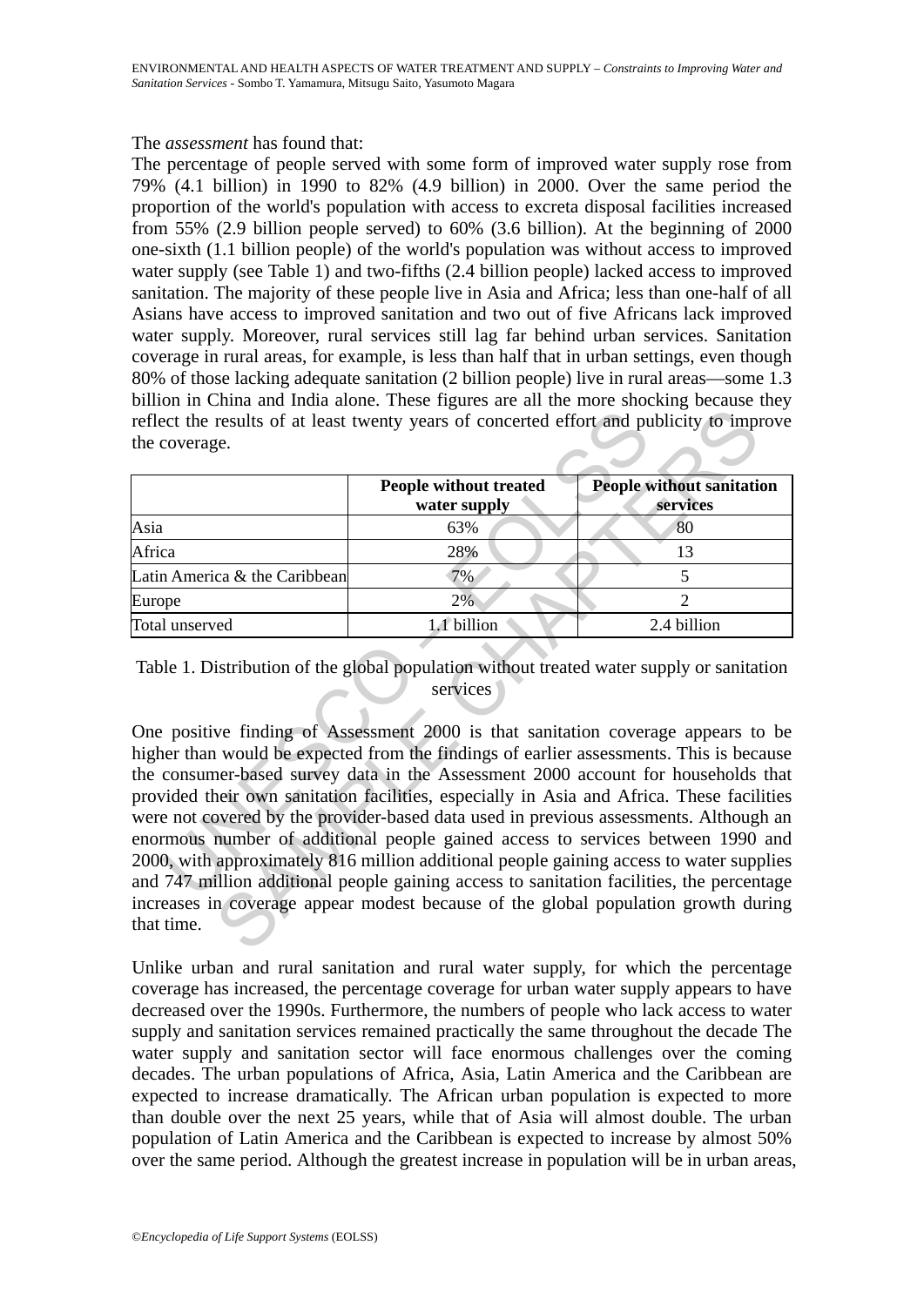The *assessment* has found that:

The percentage of people served with some form of improved water supply rose from 79% (4.1 billion) in 1990 to 82% (4.9 billion) in 2000. Over the same period the proportion of the world's population with access to excreta disposal facilities increased from 55% (2.9 billion people served) to 60% (3.6 billion). At the beginning of 2000 one-sixth (1.1 billion people) of the world's population was without access to improved water supply (see Table 1) and two-fifths (2.4 billion people) lacked access to improved sanitation. The majority of these people live in Asia and Africa; less than one-half of all Asians have access to improved sanitation and two out of five Africans lack improved water supply. Moreover, rural services still lag far behind urban services. Sanitation coverage in rural areas, for example, is less than half that in urban settings, even though 80% of those lacking adequate sanitation (2 billion people) live in rural areas—some 1.3 billion in China and India alone. These figures are all the more shocking because they reflect the results of at least twenty years of concerted effort and publicity to improve the coverage.

| | People without treated water supply | People without sanitation services |
|---|---|---|
| Asia | 63% | 80 |
| Africa | 28% | 13 |
| Latin America & the Caribbean | 7% | 5 |
| Europe | 2% | 2 |
| Total unserved | 1.1 billion | 2.4 billion |

Table 1. Distribution of the global population without treated water supply or sanitation services

One positive finding of Assessment 2000 is that sanitation coverage appears to be higher than would be expected from the findings of earlier assessments. This is because the consumer-based survey data in the Assessment 2000 account for households that provided their own sanitation facilities, especially in Asia and Africa. These facilities were not covered by the provider-based data used in previous assessments. Although an enormous number of additional people gained access to services between 1990 and 2000, with approximately 816 million additional people gaining access to water supplies and 747 million additional people gaining access to sanitation facilities, the percentage increases in coverage appear modest because of the global population growth during that time.

Unlike urban and rural sanitation and rural water supply, for which the percentage coverage has increased, the percentage coverage for urban water supply appears to have decreased over the 1990s. Furthermore, the numbers of people who lack access to water supply and sanitation services remained practically the same throughout the decade The water supply and sanitation sector will face enormous challenges over the coming decades. The urban populations of Africa, Asia, Latin America and the Caribbean are expected to increase dramatically. The African urban population is expected to more than double over the next 25 years, while that of Asia will almost double. The urban population of Latin America and the Caribbean is expected to increase by almost 50% over the same period. Although the greatest increase in population will be in urban areas,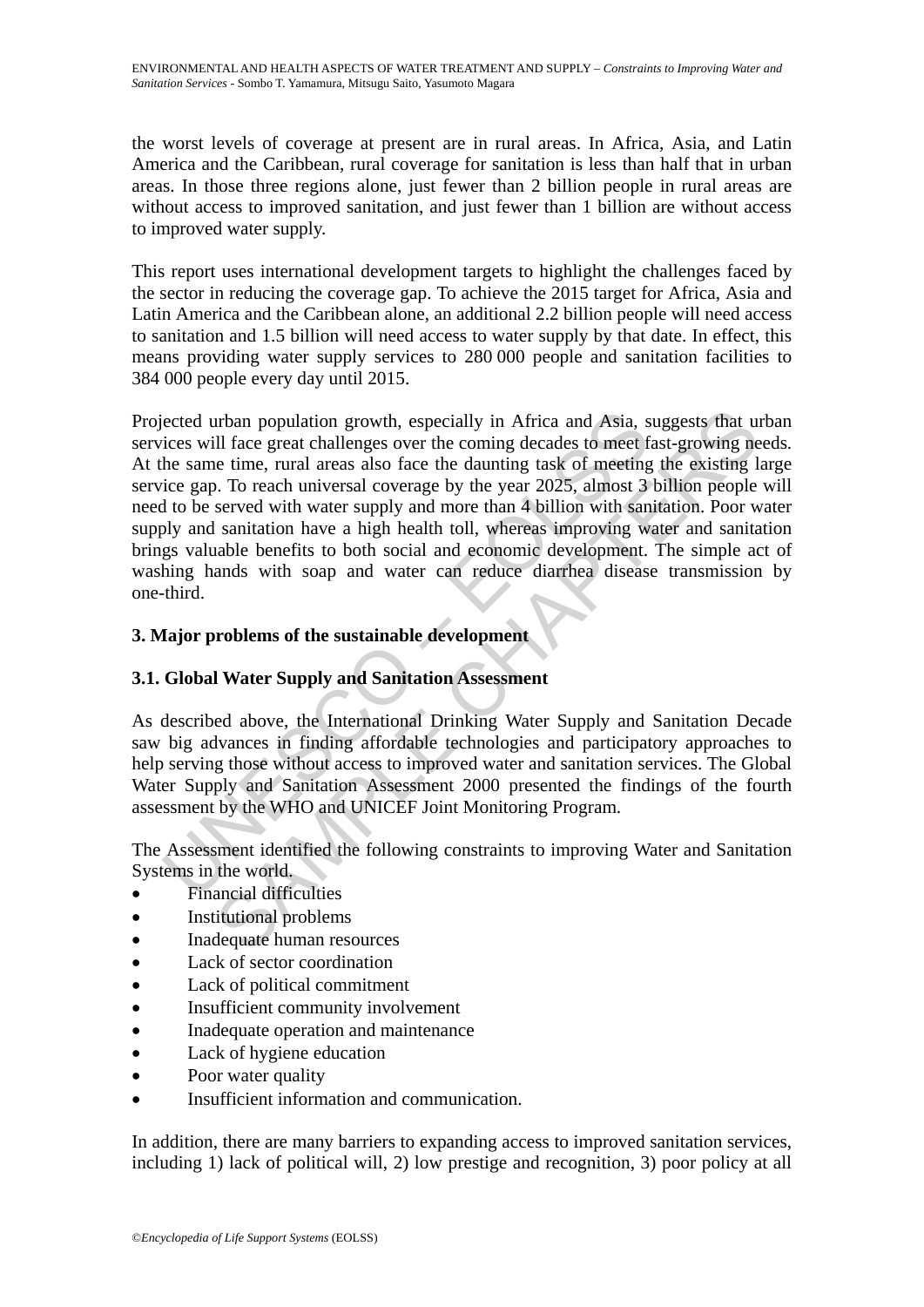the worst levels of coverage at present are in rural areas. In Africa, Asia, and Latin America and the Caribbean, rural coverage for sanitation is less than half that in urban areas. In those three regions alone, just fewer than 2 billion people in rural areas are without access to improved sanitation, and just fewer than 1 billion are without access to improved water supply.

This report uses international development targets to highlight the challenges faced by the sector in reducing the coverage gap. To achieve the 2015 target for Africa, Asia and Latin America and the Caribbean alone, an additional 2.2 billion people will need access to sanitation and 1.5 billion will need access to water supply by that date. In effect, this means providing water supply services to 280 000 people and sanitation facilities to 384 000 people every day until 2015.

Projected urban population growth, especially in Africa and Asia, suggests that urban services will face great challenges over the coming decades to meet fast-growing needs. At the same time, rural areas also face the daunting task of meeting the existing large service gap. To reach universal coverage by the year 2025, almost 3 billion people will need to be served with water supply and more than 4 billion with sanitation. Poor water supply and sanitation have a high health toll, whereas improving water and sanitation brings valuable benefits to both social and economic development. The simple act of washing hands with soap and water can reduce diarrhea disease transmission by one-third.

## 3. Major problems of the sustainable development

### 3.1. Global Water Supply and Sanitation Assessment

As described above, the International Drinking Water Supply and Sanitation Decade saw big advances in finding affordable technologies and participatory approaches to help serving those without access to improved water and sanitation services. The Global Water Supply and Sanitation Assessment 2000 presented the findings of the fourth assessment by the WHO and UNICEF Joint Monitoring Program.

The Assessment identified the following constraints to improving Water and Sanitation Systems in the world.

- Financial difficulties
- Institutional problems
- Inadequate human resources
- Lack of sector coordination
- Lack of political commitment
- Insufficient community involvement
- Inadequate operation and maintenance
- Lack of hygiene education
- Poor water quality
- Insufficient information and communication.

In addition, there are many barriers to expanding access to improved sanitation services, including 1) lack of political will, 2) low prestige and recognition, 3) poor policy at all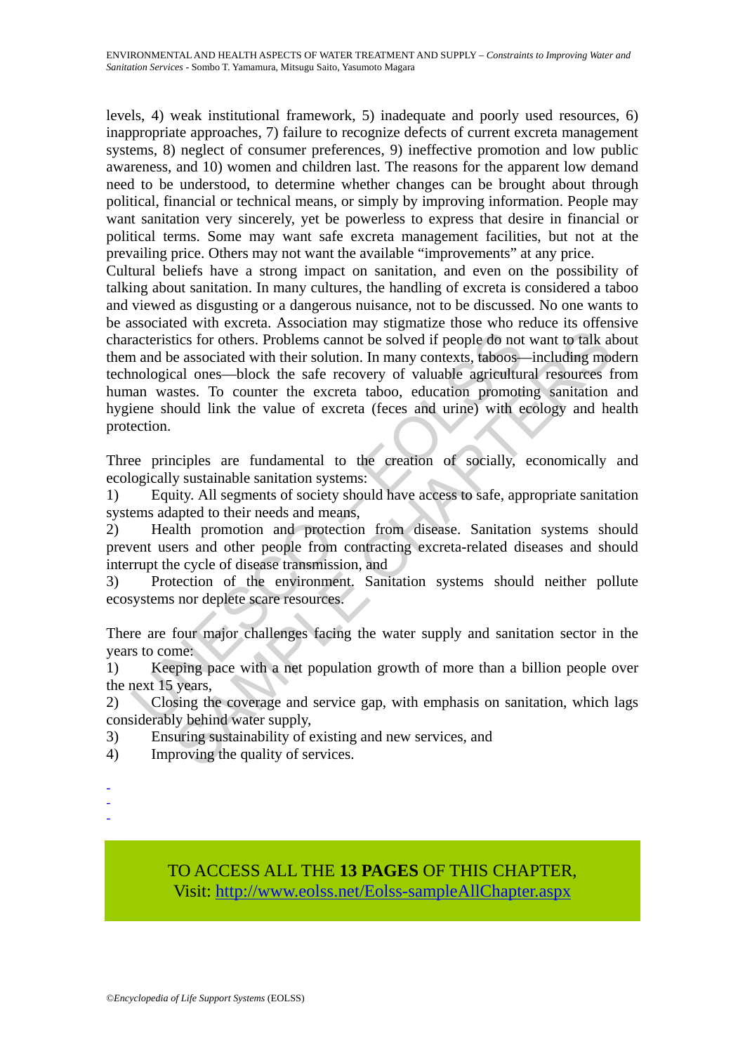levels, 4) weak institutional framework, 5) inadequate and poorly used resources, 6) inappropriate approaches, 7) failure to recognize defects of current excreta management systems, 8) neglect of consumer preferences, 9) ineffective promotion and low public awareness, and 10) women and children last. The reasons for the apparent low demand need to be understood, to determine whether changes can be brought about through political, financial or technical means, or simply by improving information. People may want sanitation very sincerely, yet be powerless to express that desire in financial or political terms. Some may want safe excreta management facilities, but not at the prevailing price. Others may not want the available "improvements" at any price.

Cultural beliefs have a strong impact on sanitation, and even on the possibility of talking about sanitation. In many cultures, the handling of excreta is considered a taboo and viewed as disgusting or a dangerous nuisance, not to be discussed. No one wants to be associated with excreta. Association may stigmatize those who reduce its offensive characteristics for others. Problems cannot be solved if people do not want to talk about them and be associated with their solution. In many contexts, taboos—including modern technological ones—block the safe recovery of valuable agricultural resources from human wastes. To counter the excreta taboo, education promoting sanitation and hygiene should link the value of excreta (feces and urine) with ecology and health protection.

Three principles are fundamental to the creation of socially, economically and ecologically sustainable sanitation systems:

1) Equity. All segments of society should have access to safe, appropriate sanitation systems adapted to their needs and means,
2) Health promotion and protection from disease. Sanitation systems should prevent users and other people from contracting excreta-related diseases and should interrupt the cycle of disease transmission, and
3) Protection of the environment. Sanitation systems should neither pollute ecosystems nor deplete scare resources.

There are four major challenges facing the water supply and sanitation sector in the years to come:

1) Keeping pace with a net population growth of more than a billion people over the next 15 years,
2) Closing the coverage and service gap, with emphasis on sanitation, which lags considerably behind water supply,
3) Ensuring sustainability of existing and new services, and
4) Improving the quality of services.

-
-
-

TO ACCESS ALL THE **13 PAGES** OF THIS CHAPTER,
Visit: http://www.eolss.net/Eolss-sampleAllChapter.aspx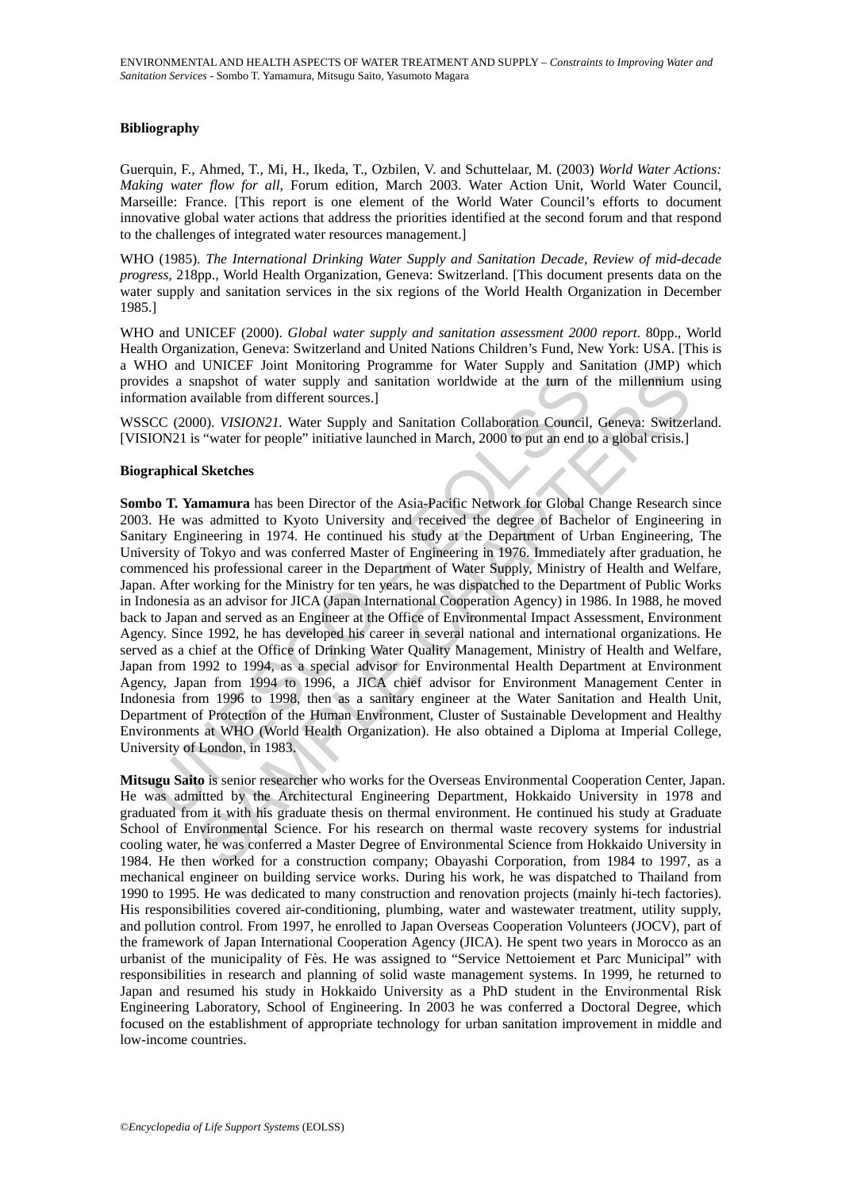### Bibliography

Guerquin, F., Ahmed, T., Mi, H., Ikeda, T., Ozbilen, V. and Schuttelaar, M. (2003) *World Water Actions: Making water flow for all*, Forum edition, March 2003. Water Action Unit, World Water Council, Marseille: France. [This report is one element of the World Water Council's efforts to document innovative global water actions that address the priorities identified at the second forum and that respond to the challenges of integrated water resources management.]

WHO (1985). *The International Drinking Water Supply and Sanitation Decade, Review of mid-decade progress*, 218pp., World Health Organization, Geneva: Switzerland. [This document presents data on the water supply and sanitation services in the six regions of the World Health Organization in December 1985.]

WHO and UNICEF (2000). *Global water supply and sanitation assessment 2000 report*. 80pp., World Health Organization, Geneva: Switzerland and United Nations Children's Fund, New York: USA. [This is a WHO and UNICEF Joint Monitoring Programme for Water Supply and Sanitation (JMP) which provides a snapshot of water supply and sanitation worldwide at the turn of the millennium using information available from different sources.]

WSSCC (2000). *VISION21.* Water Supply and Sanitation Collaboration Council, Geneva: Switzerland. [VISION21 is "water for people" initiative launched in March, 2000 to put an end to a global crisis.]

### Biographical Sketches

**Sombo T. Yamamura** has been Director of the Asia-Pacific Network for Global Change Research since 2003. He was admitted to Kyoto University and received the degree of Bachelor of Engineering in Sanitary Engineering in 1974. He continued his study at the Department of Urban Engineering, The University of Tokyo and was conferred Master of Engineering in 1976. Immediately after graduation, he commenced his professional career in the Department of Water Supply, Ministry of Health and Welfare, Japan. After working for the Ministry for ten years, he was dispatched to the Department of Public Works in Indonesia as an advisor for JICA (Japan International Cooperation Agency) in 1986. In 1988, he moved back to Japan and served as an Engineer at the Office of Environmental Impact Assessment, Environment Agency. Since 1992, he has developed his career in several national and international organizations. He served as a chief at the Office of Drinking Water Quality Management, Ministry of Health and Welfare, Japan from 1992 to 1994, as a special advisor for Environmental Health Department at Environment Agency, Japan from 1994 to 1996, a JICA chief advisor for Environment Management Center in Indonesia from 1996 to 1998, then as a sanitary engineer at the Water Sanitation and Health Unit, Department of Protection of the Human Environment, Cluster of Sustainable Development and Healthy Environments at WHO (World Health Organization). He also obtained a Diploma at Imperial College, University of London, in 1983.

**Mitsugu Saito** is senior researcher who works for the Overseas Environmental Cooperation Center, Japan. He was admitted by the Architectural Engineering Department, Hokkaido University in 1978 and graduated from it with his graduate thesis on thermal environment. He continued his study at Graduate School of Environmental Science. For his research on thermal waste recovery systems for industrial cooling water, he was conferred a Master Degree of Environmental Science from Hokkaido University in 1984. He then worked for a construction company; Obayashi Corporation, from 1984 to 1997, as a mechanical engineer on building service works. During his work, he was dispatched to Thailand from 1990 to 1995. He was dedicated to many construction and renovation projects (mainly hi-tech factories). His responsibilities covered air-conditioning, plumbing, water and wastewater treatment, utility supply, and pollution control. From 1997, he enrolled to Japan Overseas Cooperation Volunteers (JOCV), part of the framework of Japan International Cooperation Agency (JICA). He spent two years in Morocco as an urbanist of the municipality of Fès. He was assigned to "Service Nettoiement et Parc Municipal" with responsibilities in research and planning of solid waste management systems. In 1999, he returned to Japan and resumed his study in Hokkaido University as a PhD student in the Environmental Risk Engineering Laboratory, School of Engineering. In 2003 he was conferred a Doctoral Degree, which focused on the establishment of appropriate technology for urban sanitation improvement in middle and low-income countries.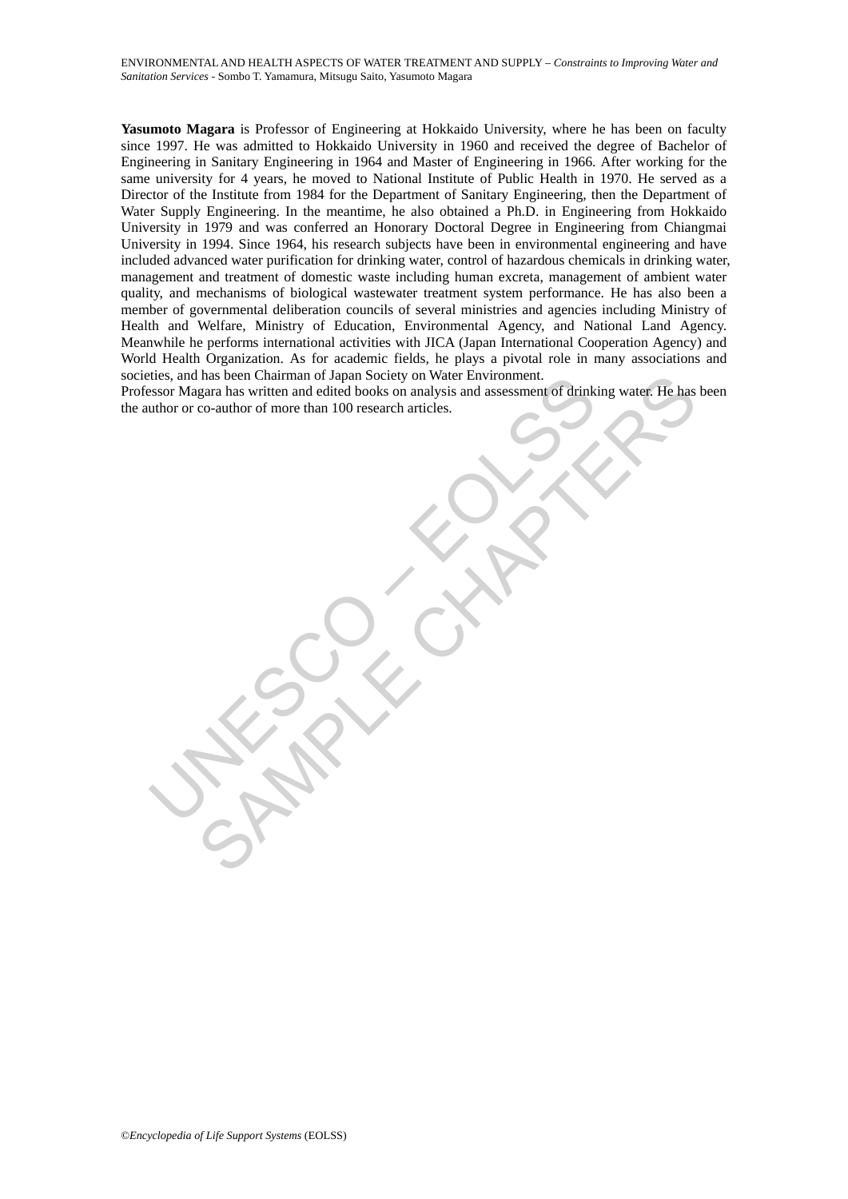**Yasumoto Magara** is Professor of Engineering at Hokkaido University, where he has been on faculty since 1997. He was admitted to Hokkaido University in 1960 and received the degree of Bachelor of Engineering in Sanitary Engineering in 1964 and Master of Engineering in 1966. After working for the same university for 4 years, he moved to National Institute of Public Health in 1970. He served as a Director of the Institute from 1984 for the Department of Sanitary Engineering, then the Department of Water Supply Engineering. In the meantime, he also obtained a Ph.D. in Engineering from Hokkaido University in 1979 and was conferred an Honorary Doctoral Degree in Engineering from Chiangmai University in 1994. Since 1964, his research subjects have been in environmental engineering and have included advanced water purification for drinking water, control of hazardous chemicals in drinking water, management and treatment of domestic waste including human excreta, management of ambient water quality, and mechanisms of biological wastewater treatment system performance. He has also been a member of governmental deliberation councils of several ministries and agencies including Ministry of Health and Welfare, Ministry of Education, Environmental Agency, and National Land Agency. Meanwhile he performs international activities with JICA (Japan International Cooperation Agency) and World Health Organization. As for academic fields, he plays a pivotal role in many associations and societies, and has been Chairman of Japan Society on Water Environment.

Professor Magara has written and edited books on analysis and assessment of drinking water. He has been the author or co-author of more than 100 research articles.